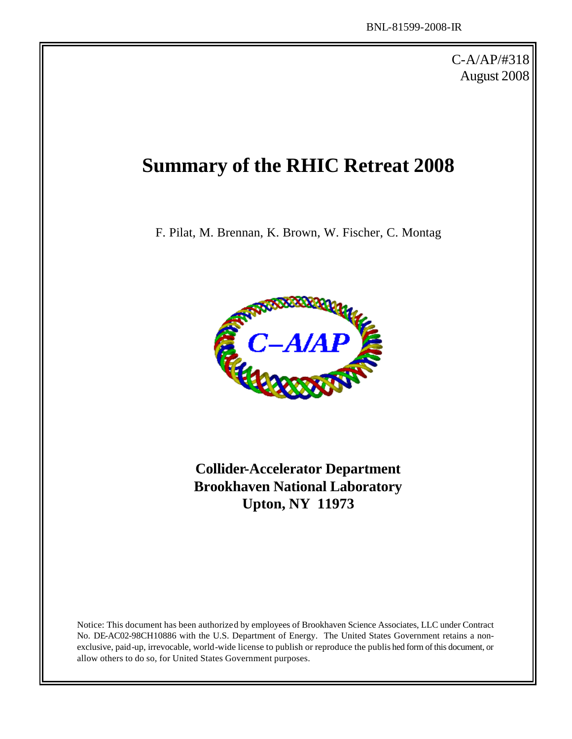BNL-81599-2008-IR

C-A/AP/#318
August 2008

# Summary of the RHIC Retreat 2008

F. Pilat, M. Brennan, K. Brown, W. Fischer, C. Montag

**Collider-Accelerator Department**
**Brookhaven National Laboratory**
**Upton, NY 11973**

Notice: This document has been authorized by employees of Brookhaven Science Associates, LLC under Contract No. DE-AC02-98CH10886 with the U.S. Department of Energy. The United States Government retains a non-exclusive, paid-up, irrevocable, world-wide license to publish or reproduce the published form of this document, or allow others to do so, for United States Government purposes.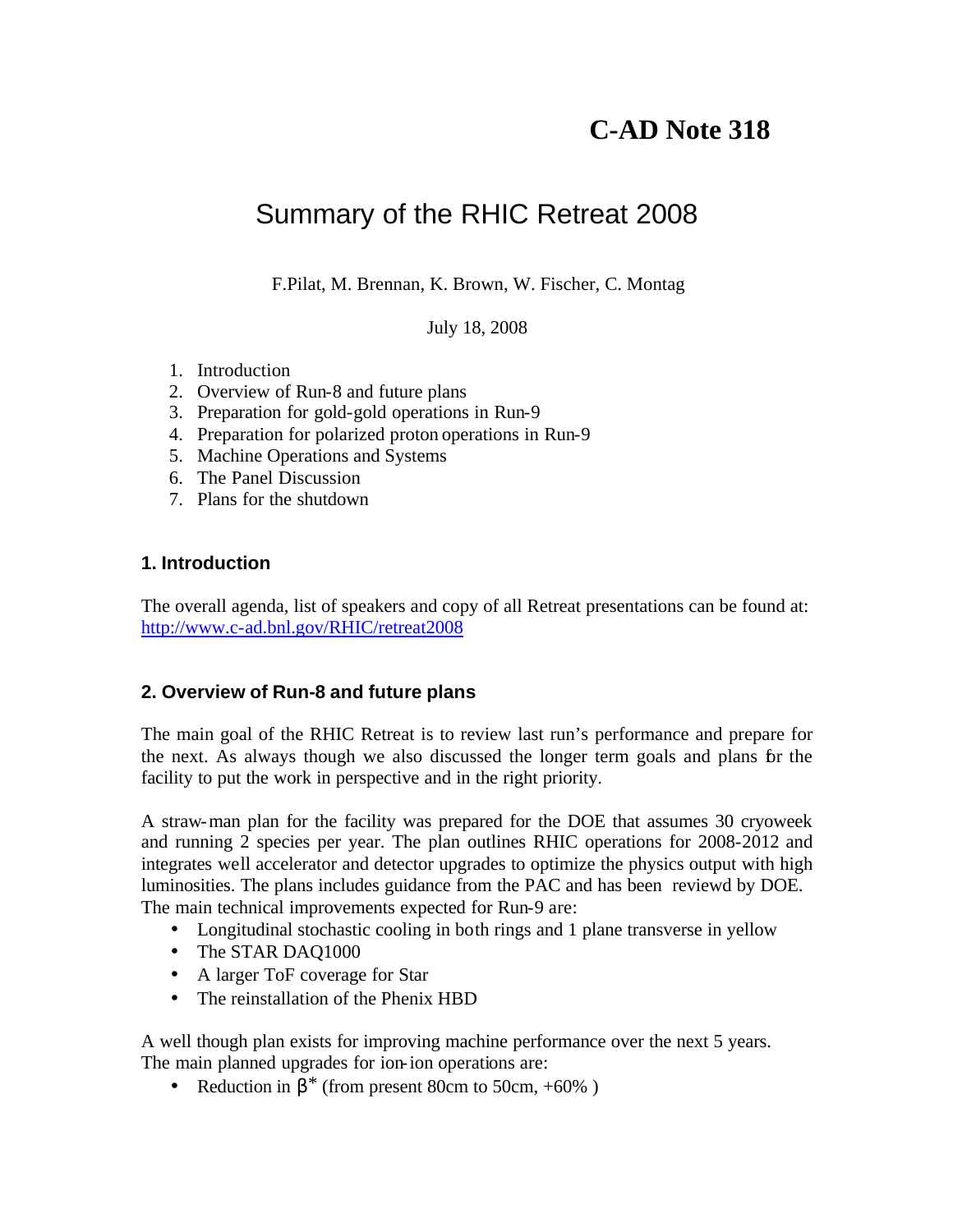# C-AD Note 318

# Summary of the RHIC Retreat 2008

F.Pilat, M. Brennan, K. Brown, W. Fischer, C. Montag

July 18, 2008

1. Introduction
2. Overview of Run-8 and future plans
3. Preparation for gold-gold operations in Run-9
4. Preparation for polarized proton operations in Run-9
5. Machine Operations and Systems
6. The Panel Discussion
7. Plans for the shutdown

### 1. Introduction

The overall agenda, list of speakers and copy of all Retreat presentations can be found at: http://www.c-ad.bnl.gov/RHIC/retreat2008

### 2. Overview of Run-8 and future plans

The main goal of the RHIC Retreat is to review last run's performance and prepare for the next. As always though we also discussed the longer term goals and plans for the facility to put the work in perspective and in the right priority.

A straw-man plan for the facility was prepared for the DOE that assumes 30 cryoweek and running 2 species per year. The plan outlines RHIC operations for 2008-2012 and integrates well accelerator and detector upgrades to optimize the physics output with high luminosities. The plans includes guidance from the PAC and has been reviewd by DOE. The main technical improvements expected for Run-9 are:

- Longitudinal stochastic cooling in both rings and 1 plane transverse in yellow
- The STAR DAQ1000
- A larger ToF coverage for Star
- The reinstallation of the Phenix HBD

A well though plan exists for improving machine performance over the next 5 years. The main planned upgrades for ion-ion operations are:

- Reduction in $\beta^*$ (from present 80cm to 50cm, +60% )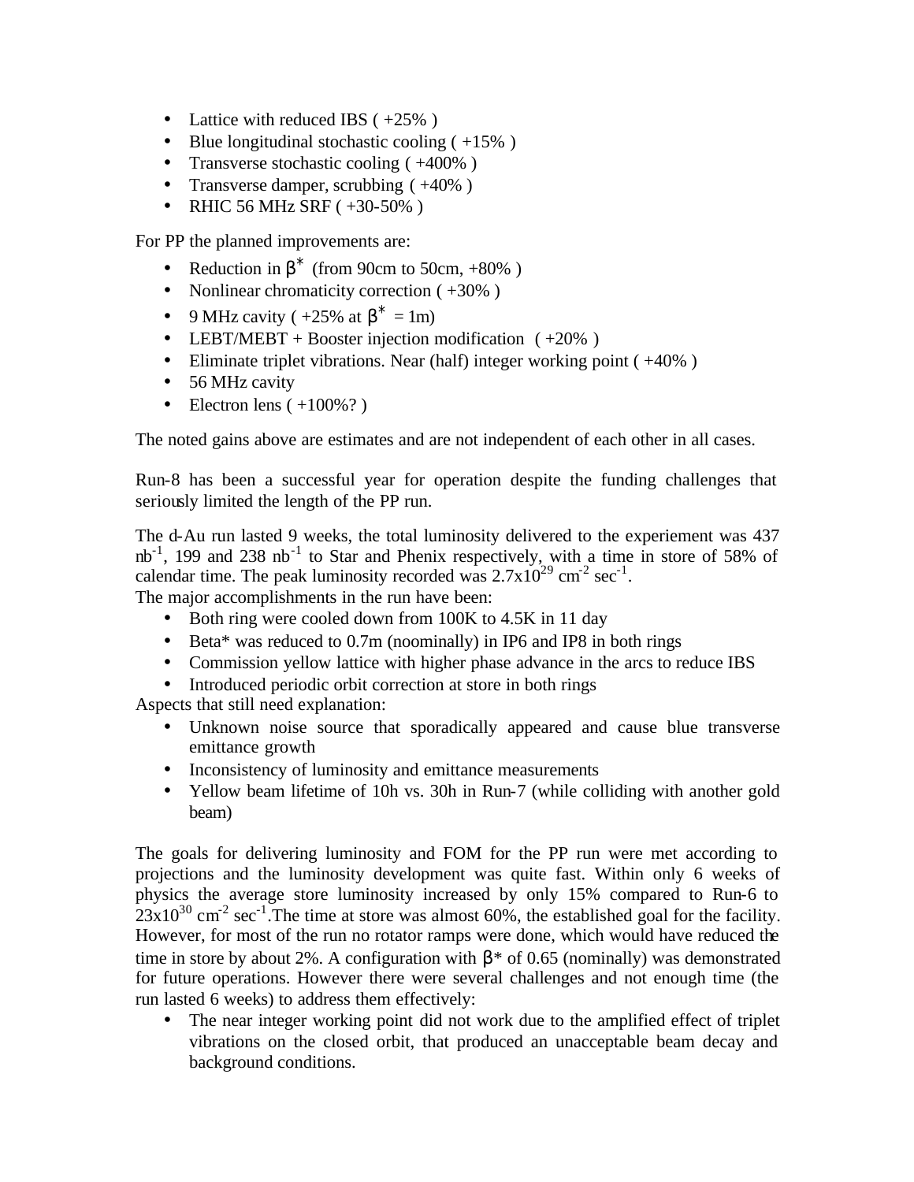- Lattice with reduced IBS ( +25% )
- Blue longitudinal stochastic cooling ( +15% )
- Transverse stochastic cooling ( +400% )
- Transverse damper, scrubbing ( +40% )
- RHIC 56 MHz SRF ( +30-50% )

For PP the planned improvements are:

- Reduction in $\beta^*$ (from 90cm to 50cm, +80% )
- Nonlinear chromaticity correction ( +30% )
- 9 MHz cavity ( +25% at $\beta^*$ = 1m)
- LEBT/MEBT + Booster injection modification ( +20% )
- Eliminate triplet vibrations. Near (half) integer working point ( +40% )
- 56 MHz cavity
- Electron lens ( +100%? )

The noted gains above are estimates and are not independent of each other in all cases.

Run-8 has been a successful year for operation despite the funding challenges that seriously limited the length of the PP run.

The d-Au run lasted 9 weeks, the total luminosity delivered to the experiement was 437 $nb^{-1}$, 199 and 238 $nb^{-1}$ to Star and Phenix respectively, with a time in store of 58% of calendar time. The peak luminosity recorded was $2.7 \times 10^{29}$ $cm^{-2}$ $sec^{-1}$.
The major accomplishments in the run have been:

- Both ring were cooled down from 100K to 4.5K in 11 day
- Beta* was reduced to 0.7m (noominally) in IP6 and IP8 in both rings
- Commission yellow lattice with higher phase advance in the arcs to reduce IBS
- Introduced periodic orbit correction at store in both rings

Aspects that still need explanation:

- Unknown noise source that sporadically appeared and cause blue transverse emittance growth
- Inconsistency of luminosity and emittance measurements
- Yellow beam lifetime of 10h vs. 30h in Run-7 (while colliding with another gold beam)

The goals for delivering luminosity and FOM for the PP run were met according to projections and the luminosity development was quite fast. Within only 6 weeks of physics the average store luminosity increased by only 15% compared to Run-6 to $23 \times 10^{30}$ $cm^{-2}$ $sec^{-1}$.The time at store was almost 60%, the established goal for the facility. However, for most of the run no rotator ramps were done, which would have reduced the time in store by about 2%. A configuration with $\beta^*$ of 0.65 (nominally) was demonstrated for future operations. However there were several challenges and not enough time (the run lasted 6 weeks) to address them effectively:

- The near integer working point did not work due to the amplified effect of triplet vibrations on the closed orbit, that produced an unacceptable beam decay and background conditions.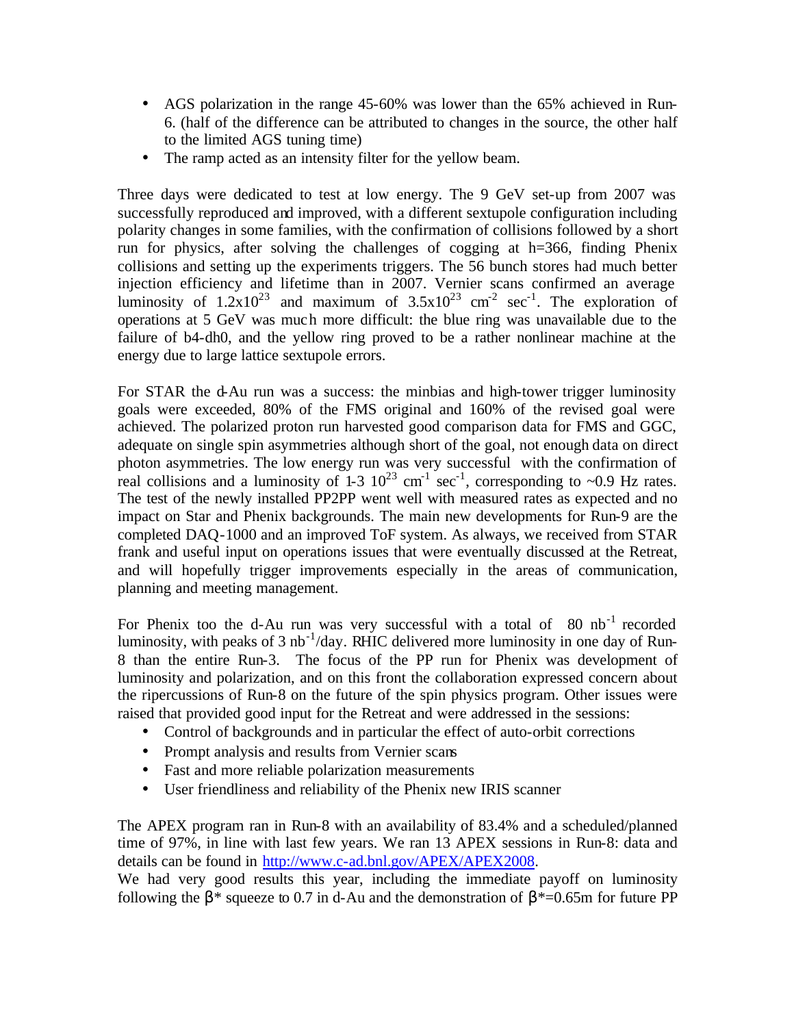- AGS polarization in the range 45-60% was lower than the 65% achieved in Run-6. (half of the difference can be attributed to changes in the source, the other half to the limited AGS tuning time)
- The ramp acted as an intensity filter for the yellow beam.

Three days were dedicated to test at low energy. The 9 GeV set-up from 2007 was successfully reproduced and improved, with a different sextupole configuration including polarity changes in some families, with the confirmation of collisions followed by a short run for physics, after solving the challenges of cogging at h=366, finding Phenix collisions and setting up the experiments triggers. The 56 bunch stores had much better injection efficiency and lifetime than in 2007. Vernier scans confirmed an average luminosity of $1.2 \times 10^{23}$ and maximum of $3.5 \times 10^{23}$ $cm^{-2}$ $sec^{-1}$. The exploration of operations at 5 GeV was much more difficult: the blue ring was unavailable due to the failure of b4-dh0, and the yellow ring proved to be a rather nonlinear machine at the energy due to large lattice sextupole errors.

For STAR the d-Au run was a success: the minbias and high-tower trigger luminosity goals were exceeded, 80% of the FMS original and 160% of the revised goal were achieved. The polarized proton run harvested good comparison data for FMS and GGC, adequate on single spin asymmetries although short of the goal, not enough data on direct photon asymmetries. The low energy run was very successful with the confirmation of real collisions and a luminosity of 1-3 $10^{23}$ $cm^{-1}$ $sec^{-1}$, corresponding to ~0.9 Hz rates. The test of the newly installed PP2PP went well with measured rates as expected and no impact on Star and Phenix backgrounds. The main new developments for Run-9 are the completed DAQ-1000 and an improved ToF system. As always, we received from STAR frank and useful input on operations issues that were eventually discussed at the Retreat, and will hopefully trigger improvements especially in the areas of communication, planning and meeting management.

For Phenix too the d-Au run was very successful with a total of 80 $nb^{-1}$ recorded luminosity, with peaks of 3 $nb^{-1}$/day. RHIC delivered more luminosity in one day of Run-8 than the entire Run-3. The focus of the PP run for Phenix was development of luminosity and polarization, and on this front the collaboration expressed concern about the ripercussions of Run-8 on the future of the spin physics program. Other issues were raised that provided good input for the Retreat and were addressed in the sessions:

- Control of backgrounds and in particular the effect of auto-orbit corrections
- Prompt analysis and results from Vernier scans
- Fast and more reliable polarization measurements
- User friendliness and reliability of the Phenix new IRIS scanner

The APEX program ran in Run-8 with an availability of 83.4% and a scheduled/planned time of 97%, in line with last few years. We ran 13 APEX sessions in Run-8: data and details can be found in http://www.c-ad.bnl.gov/APEX/APEX2008.

We had very good results this year, including the immediate payoff on luminosity following the $\beta^*$ squeeze to 0.7 in d-Au and the demonstration of $\beta^*$=0.65m for future PP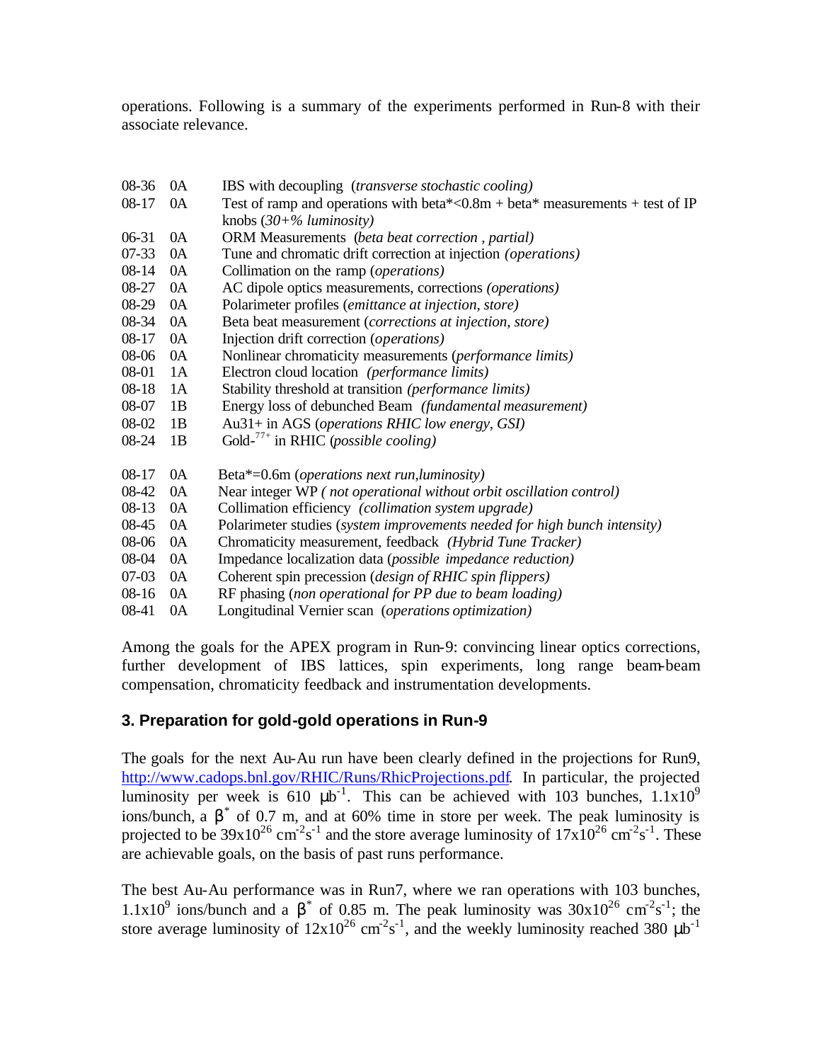operations. Following is a summary of the experiments performed in Run-8 with their associate relevance.

| | | |
|---|---|---|
| 08-36 | 0A | IBS with decoupling (*transverse stochastic cooling)* |
| 08-17 | 0A | Test of ramp and operations with beta*<0.8m + beta* measurements + test of IP knobs (*30+% luminosity)* |
| 06-31 | 0A | ORM Measurements (*beta beat correction , partial)* |
| 07-33 | 0A | Tune and chromatic drift correction at injection *(operations)* |
| 08-14 | 0A | Collimation on the ramp (*operations)* |
| 08-27 | 0A | AC dipole optics measurements, corrections *(operations)* |
| 08-29 | 0A | Polarimeter profiles (*emittance at injection, store)* |
| 08-34 | 0A | Beta beat measurement (*corrections at injection, store)* |
| 08-17 | 0A | Injection drift correction (*operations)* |
| 08-06 | 0A | Nonlinear chromaticity measurements (*performance limits)* |
| 08-01 | 1A | Electron cloud location *(performance limits)* |
| 08-18 | 1A | Stability threshold at transition *(performance limits)* |
| 08-07 | 1B | Energy loss of debunched Beam *(fundamental measurement)* |
| 08-02 | 1B | Au31+ in AGS (*operations RHIC low energy, GSI)* |
| 08-24 | 1B | Gold-$^{77+}$ in RHIC (*possible cooling)* |
| 08-17 | 0A | Beta*=0.6m (*operations next run,luminosity)* |
| 08-42 | 0A | Near integer WP *( not operational without orbit oscillation control)* |
| 08-13 | 0A | Collimation efficiency *(collimation system upgrade)* |
| 08-45 | 0A | Polarimeter studies (*system improvements needed for high bunch intensity)* |
| 08-06 | 0A | Chromaticity measurement, feedback *(Hybrid Tune Tracker)* |
| 08-04 | 0A | Impedance localization data (*possible impedance reduction)* |
| 07-03 | 0A | Coherent spin precession (*design of RHIC spin flippers)* |
| 08-16 | 0A | RF phasing (*non operational for PP due to beam loading)* |
| 08-41 | 0A | Longitudinal Vernier scan *(operations optimization)* |

Among the goals for the APEX program in Run-9: convincing linear optics corrections, further development of IBS lattices, spin experiments, long range beam-beam compensation, chromaticity feedback and instrumentation developments.

### 3. Preparation for gold-gold operations in Run-9

The goals for the next Au-Au run have been clearly defined in the projections for Run9, http://www.cadops.bnl.gov/RHIC/Runs/RhicProjections.pdf. In particular, the projected luminosity per week is 610 $\mu b^{-1}$. This can be achieved with 103 bunches, $1.1 \times 10^9$ ions/bunch, a $\beta^*$ of 0.7 m, and at 60% time in store per week. The peak luminosity is projected to be $39 \times 10^{26}$ $cm^{-2}s^{-1}$ and the store average luminosity of $17 \times 10^{26}$ $cm^{-2}s^{-1}$. These are achievable goals, on the basis of past runs performance.

The best Au-Au performance was in Run7, where we ran operations with 103 bunches, $1.1 \times 10^9$ ions/bunch and a $\beta^*$ of 0.85 m. The peak luminosity was $30 \times 10^{26}$ $cm^{-2}s^{-1}$; the store average luminosity of $12 \times 10^{26}$ $cm^{-2}s^{-1}$, and the weekly luminosity reached 380 $\mu b^{-1}$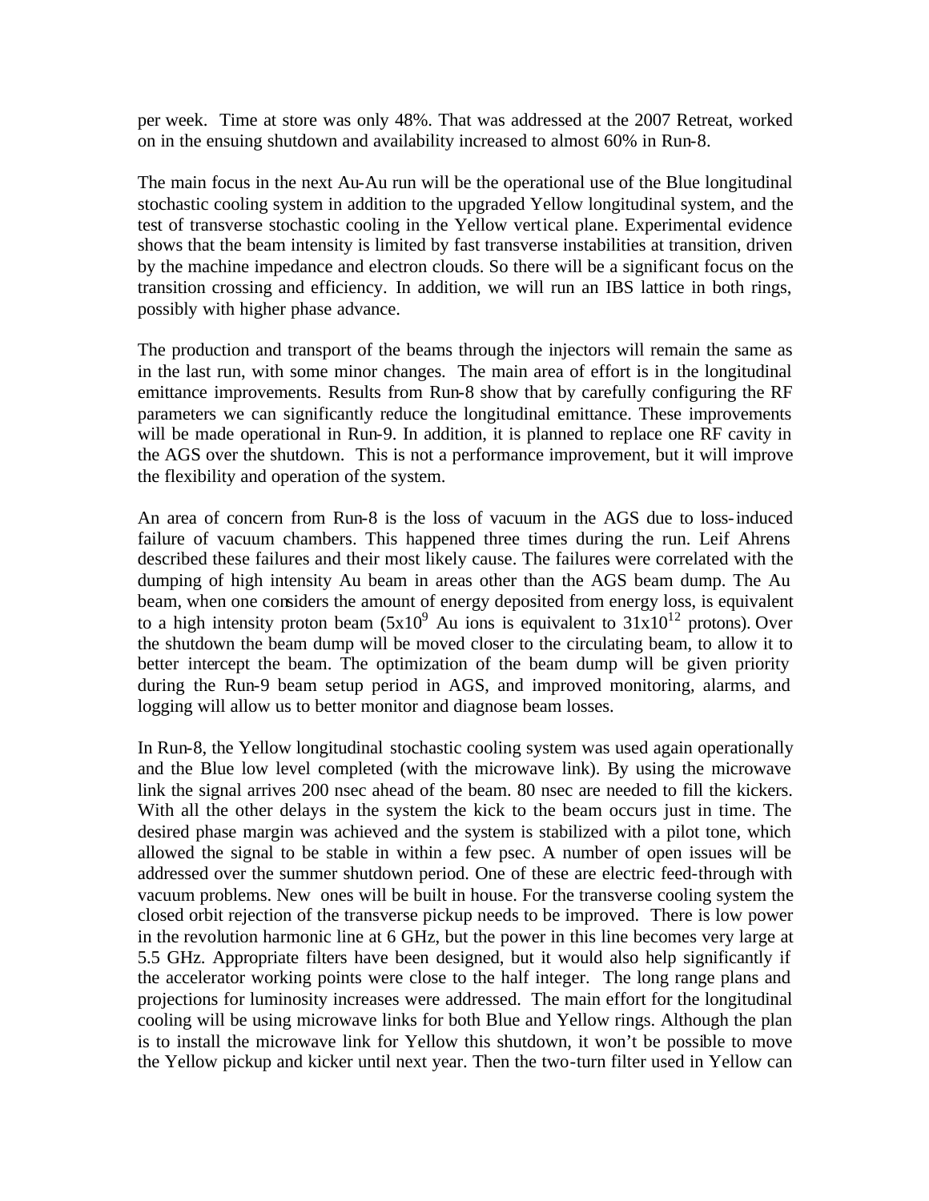per week. Time at store was only 48%. That was addressed at the 2007 Retreat, worked on in the ensuing shutdown and availability increased to almost 60% in Run-8.

The main focus in the next Au-Au run will be the operational use of the Blue longitudinal stochastic cooling system in addition to the upgraded Yellow longitudinal system, and the test of transverse stochastic cooling in the Yellow vertical plane. Experimental evidence shows that the beam intensity is limited by fast transverse instabilities at transition, driven by the machine impedance and electron clouds. So there will be a significant focus on the transition crossing and efficiency. In addition, we will run an IBS lattice in both rings, possibly with higher phase advance.

The production and transport of the beams through the injectors will remain the same as in the last run, with some minor changes. The main area of effort is in the longitudinal emittance improvements. Results from Run-8 show that by carefully configuring the RF parameters we can significantly reduce the longitudinal emittance. These improvements will be made operational in Run-9. In addition, it is planned to replace one RF cavity in the AGS over the shutdown. This is not a performance improvement, but it will improve the flexibility and operation of the system.

An area of concern from Run-8 is the loss of vacuum in the AGS due to loss-induced failure of vacuum chambers. This happened three times during the run. Leif Ahrens described these failures and their most likely cause. The failures were correlated with the dumping of high intensity Au beam in areas other than the AGS beam dump. The Au beam, when one considers the amount of energy deposited from energy loss, is equivalent to a high intensity proton beam ($5x10^9$ Au ions is equivalent to $31x10^{12}$ protons). Over the shutdown the beam dump will be moved closer to the circulating beam, to allow it to better intercept the beam. The optimization of the beam dump will be given priority during the Run-9 beam setup period in AGS, and improved monitoring, alarms, and logging will allow us to better monitor and diagnose beam losses.

In Run-8, the Yellow longitudinal stochastic cooling system was used again operationally and the Blue low level completed (with the microwave link). By using the microwave link the signal arrives 200 nsec ahead of the beam. 80 nsec are needed to fill the kickers. With all the other delays in the system the kick to the beam occurs just in time. The desired phase margin was achieved and the system is stabilized with a pilot tone, which allowed the signal to be stable in within a few psec. A number of open issues will be addressed over the summer shutdown period. One of these are electric feed-through with vacuum problems. New ones will be built in house. For the transverse cooling system the closed orbit rejection of the transverse pickup needs to be improved. There is low power in the revolution harmonic line at 6 GHz, but the power in this line becomes very large at 5.5 GHz. Appropriate filters have been designed, but it would also help significantly if the accelerator working points were close to the half integer. The long range plans and projections for luminosity increases were addressed. The main effort for the longitudinal cooling will be using microwave links for both Blue and Yellow rings. Although the plan is to install the microwave link for Yellow this shutdown, it won't be possible to move the Yellow pickup and kicker until next year. Then the two-turn filter used in Yellow can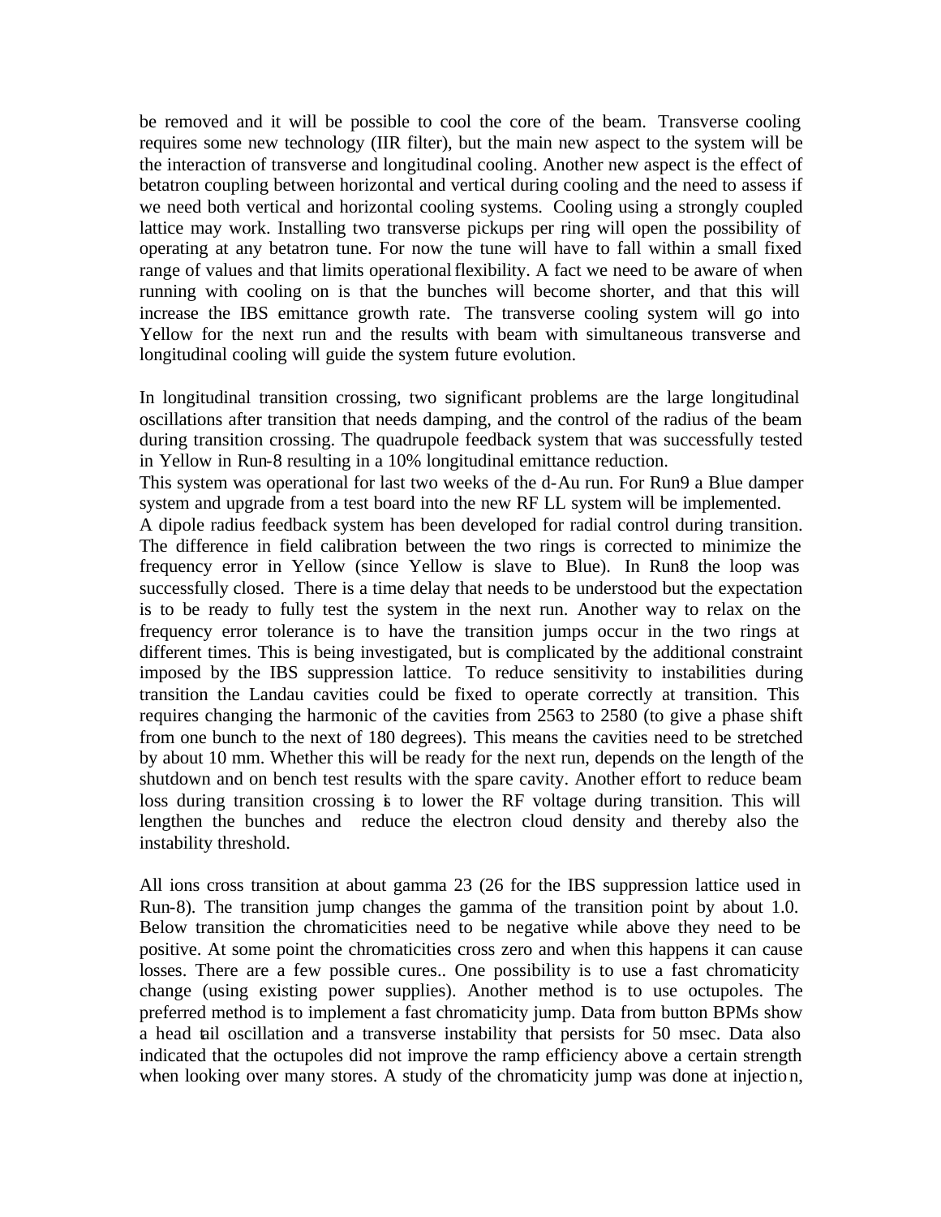be removed and it will be possible to cool the core of the beam. Transverse cooling requires some new technology (IIR filter), but the main new aspect to the system will be the interaction of transverse and longitudinal cooling. Another new aspect is the effect of betatron coupling between horizontal and vertical during cooling and the need to assess if we need both vertical and horizontal cooling systems. Cooling using a strongly coupled lattice may work. Installing two transverse pickups per ring will open the possibility of operating at any betatron tune. For now the tune will have to fall within a small fixed range of values and that limits operational flexibility. A fact we need to be aware of when running with cooling on is that the bunches will become shorter, and that this will increase the IBS emittance growth rate. The transverse cooling system will go into Yellow for the next run and the results with beam with simultaneous transverse and longitudinal cooling will guide the system future evolution.

In longitudinal transition crossing, two significant problems are the large longitudinal oscillations after transition that needs damping, and the control of the radius of the beam during transition crossing. The quadrupole feedback system that was successfully tested in Yellow in Run-8 resulting in a 10% longitudinal emittance reduction.
This system was operational for last two weeks of the d-Au run. For Run9 a Blue damper system and upgrade from a test board into the new RF LL system will be implemented.
A dipole radius feedback system has been developed for radial control during transition. The difference in field calibration between the two rings is corrected to minimize the frequency error in Yellow (since Yellow is slave to Blue). In Run8 the loop was successfully closed. There is a time delay that needs to be understood but the expectation is to be ready to fully test the system in the next run. Another way to relax on the frequency error tolerance is to have the transition jumps occur in the two rings at different times. This is being investigated, but is complicated by the additional constraint imposed by the IBS suppression lattice. To reduce sensitivity to instabilities during transition the Landau cavities could be fixed to operate correctly at transition. This requires changing the harmonic of the cavities from 2563 to 2580 (to give a phase shift from one bunch to the next of 180 degrees). This means the cavities need to be stretched by about 10 mm. Whether this will be ready for the next run, depends on the length of the shutdown and on bench test results with the spare cavity. Another effort to reduce beam loss during transition crossing is to lower the RF voltage during transition. This will lengthen the bunches and reduce the electron cloud density and thereby also the instability threshold.

All ions cross transition at about gamma 23 (26 for the IBS suppression lattice used in Run-8). The transition jump changes the gamma of the transition point by about 1.0. Below transition the chromaticities need to be negative while above they need to be positive. At some point the chromaticities cross zero and when this happens it can cause losses. There are a few possible cures.. One possibility is to use a fast chromaticity change (using existing power supplies). Another method is to use octupoles. The preferred method is to implement a fast chromaticity jump. Data from button BPMs show a head tail oscillation and a transverse instability that persists for 50 msec. Data also indicated that the octupoles did not improve the ramp efficiency above a certain strength when looking over many stores. A study of the chromaticity jump was done at injection,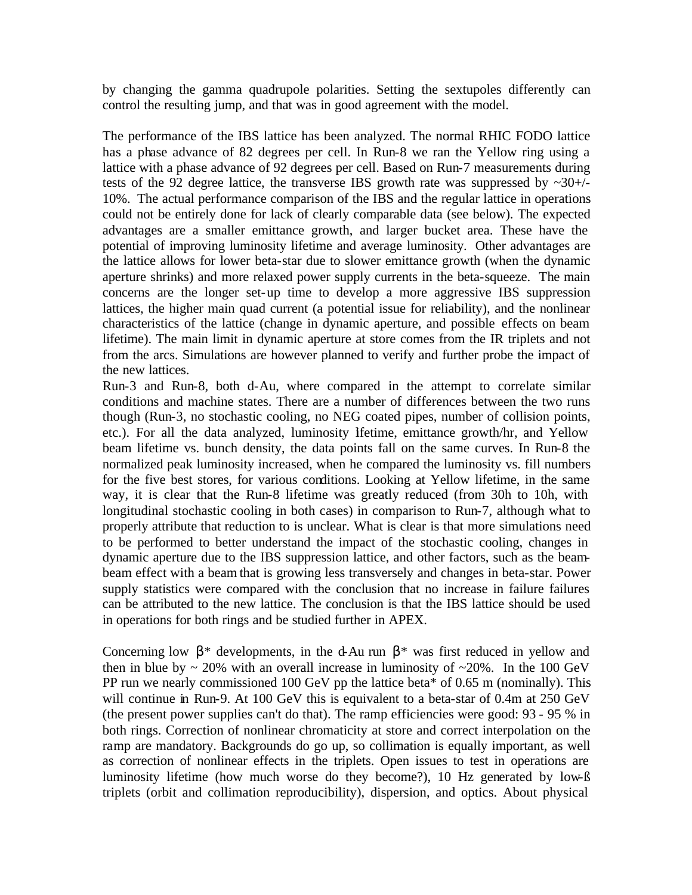by changing the gamma quadrupole polarities. Setting the sextupoles differently can control the resulting jump, and that was in good agreement with the model.

The performance of the IBS lattice has been analyzed. The normal RHIC FODO lattice has a phase advance of 82 degrees per cell. In Run-8 we ran the Yellow ring using a lattice with a phase advance of 92 degrees per cell. Based on Run-7 measurements during tests of the 92 degree lattice, the transverse IBS growth rate was suppressed by ~30+/-10%. The actual performance comparison of the IBS and the regular lattice in operations could not be entirely done for lack of clearly comparable data (see below). The expected advantages are a smaller emittance growth, and larger bucket area. These have the potential of improving luminosity lifetime and average luminosity. Other advantages are the lattice allows for lower beta-star due to slower emittance growth (when the dynamic aperture shrinks) and more relaxed power supply currents in the beta-squeeze. The main concerns are the longer set-up time to develop a more aggressive IBS suppression lattices, the higher main quad current (a potential issue for reliability), and the nonlinear characteristics of the lattice (change in dynamic aperture, and possible effects on beam lifetime). The main limit in dynamic aperture at store comes from the IR triplets and not from the arcs. Simulations are however planned to verify and further probe the impact of the new lattices.
Run-3 and Run-8, both d-Au, where compared in the attempt to correlate similar conditions and machine states. There are a number of differences between the two runs though (Run-3, no stochastic cooling, no NEG coated pipes, number of collision points, etc.). For all the data analyzed, luminosity lifetime, emittance growth/hr, and Yellow beam lifetime vs. bunch density, the data points fall on the same curves. In Run-8 the normalized peak luminosity increased, when he compared the luminosity vs. fill numbers for the five best stores, for various conditions. Looking at Yellow lifetime, in the same way, it is clear that the Run-8 lifetime was greatly reduced (from 30h to 10h, with longitudinal stochastic cooling in both cases) in comparison to Run-7, although what to properly attribute that reduction to is unclear. What is clear is that more simulations need to be performed to better understand the impact of the stochastic cooling, changes in dynamic aperture due to the IBS suppression lattice, and other factors, such as the beam-beam effect with a beam that is growing less transversely and changes in beta-star. Power supply statistics were compared with the conclusion that no increase in failure failures can be attributed to the new lattice. The conclusion is that the IBS lattice should be used in operations for both rings and be studied further in APEX.

Concerning low $\beta^*$ developments, in the d-Au run $\beta^*$ was first reduced in yellow and then in blue by ~ 20% with an overall increase in luminosity of ~20%. In the 100 GeV PP run we nearly commissioned 100 GeV pp the lattice beta* of 0.65 m (nominally). This will continue in Run-9. At 100 GeV this is equivalent to a beta-star of 0.4m at 250 GeV (the present power supplies can't do that). The ramp efficiencies were good: 93 - 95 % in both rings. Correction of nonlinear chromaticity at store and correct interpolation on the ramp are mandatory. Backgrounds do go up, so collimation is equally important, as well as correction of nonlinear effects in the triplets. Open issues to test in operations are luminosity lifetime (how much worse do they become?), 10 Hz generated by low-ß triplets (orbit and collimation reproducibility), dispersion, and optics. About physical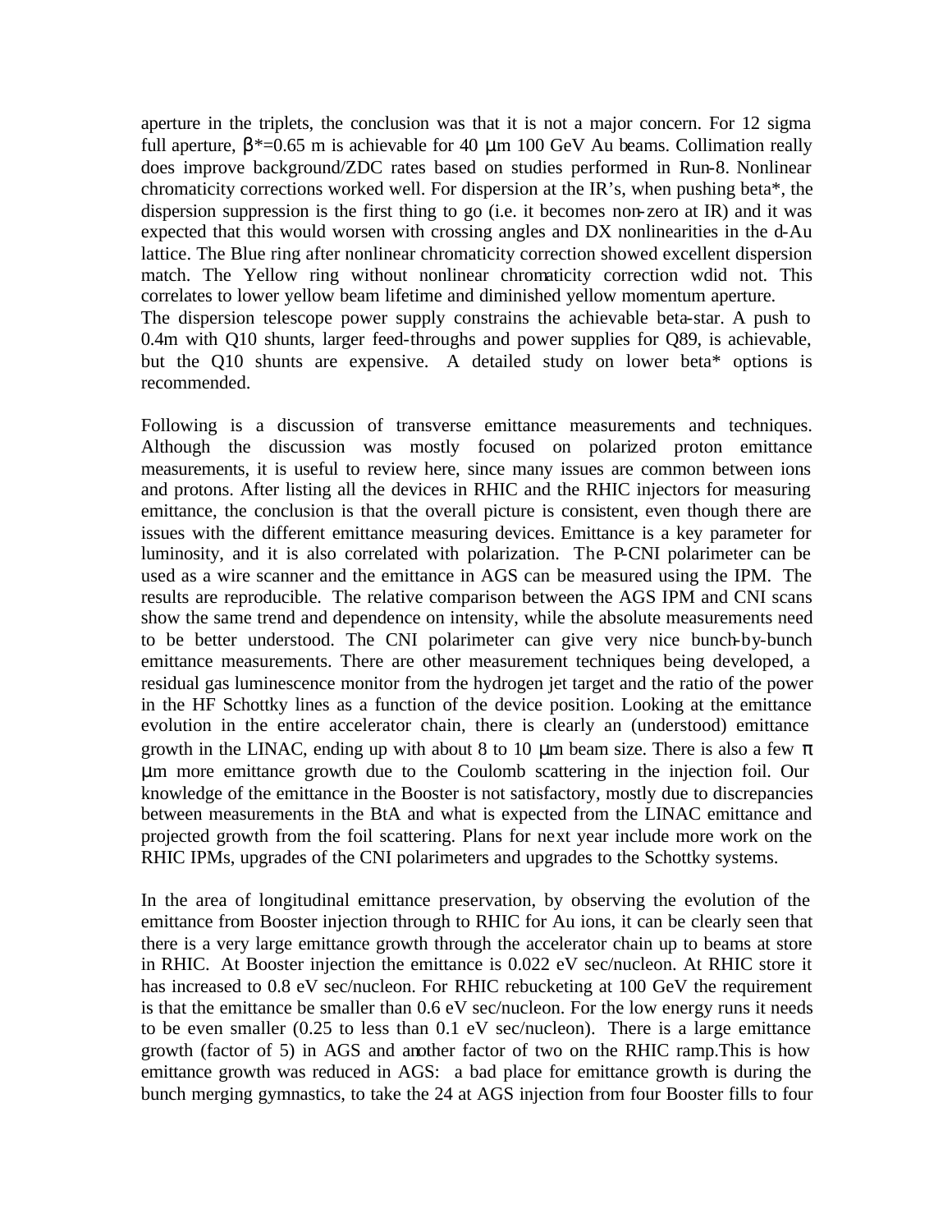aperture in the triplets, the conclusion was that it is not a major concern. For 12 sigma full aperture, $\beta^*=0.65$ m is achievable for 40 $\mu$m 100 GeV Au beams. Collimation really does improve background/ZDC rates based on studies performed in Run-8. Nonlinear chromaticity corrections worked well. For dispersion at the IR's, when pushing beta*, the dispersion suppression is the first thing to go (i.e. it becomes non-zero at IR) and it was expected that this would worsen with crossing angles and DX nonlinearities in the d-Au lattice. The Blue ring after nonlinear chromaticity correction showed excellent dispersion match. The Yellow ring without nonlinear chromaticity correction wdid not. This correlates to lower yellow beam lifetime and diminished yellow momentum aperture.
The dispersion telescope power supply constrains the achievable beta-star. A push to 0.4m with Q10 shunts, larger feed-throughs and power supplies for Q89, is achievable, but the Q10 shunts are expensive. A detailed study on lower beta* options is recommended.

Following is a discussion of transverse emittance measurements and techniques. Although the discussion was mostly focused on polarized proton emittance measurements, it is useful to review here, since many issues are common between ions and protons. After listing all the devices in RHIC and the RHIC injectors for measuring emittance, the conclusion is that the overall picture is consistent, even though there are issues with the different emittance measuring devices. Emittance is a key parameter for luminosity, and it is also correlated with polarization. The P-CNI polarimeter can be used as a wire scanner and the emittance in AGS can be measured using the IPM. The results are reproducible. The relative comparison between the AGS IPM and CNI scans show the same trend and dependence on intensity, while the absolute measurements need to be better understood. The CNI polarimeter can give very nice bunch-by-bunch emittance measurements. There are other measurement techniques being developed, a residual gas luminescence monitor from the hydrogen jet target and the ratio of the power in the HF Schottky lines as a function of the device position. Looking at the emittance evolution in the entire accelerator chain, there is clearly an (understood) emittance growth in the LINAC, ending up with about 8 to 10 $\mu$m beam size. There is also a few $\pi$ $\mu$m more emittance growth due to the Coulomb scattering in the injection foil. Our knowledge of the emittance in the Booster is not satisfactory, mostly due to discrepancies between measurements in the BtA and what is expected from the LINAC emittance and projected growth from the foil scattering. Plans for next year include more work on the RHIC IPMs, upgrades of the CNI polarimeters and upgrades to the Schottky systems.

In the area of longitudinal emittance preservation, by observing the evolution of the emittance from Booster injection through to RHIC for Au ions, it can be clearly seen that there is a very large emittance growth through the accelerator chain up to beams at store in RHIC. At Booster injection the emittance is 0.022 eV sec/nucleon. At RHIC store it has increased to 0.8 eV sec/nucleon. For RHIC rebucketing at 100 GeV the requirement is that the emittance be smaller than 0.6 eV sec/nucleon. For the low energy runs it needs to be even smaller (0.25 to less than 0.1 eV sec/nucleon). There is a large emittance growth (factor of 5) in AGS and another factor of two on the RHIC ramp.This is how emittance growth was reduced in AGS: a bad place for emittance growth is during the bunch merging gymnastics, to take the 24 at AGS injection from four Booster fills to four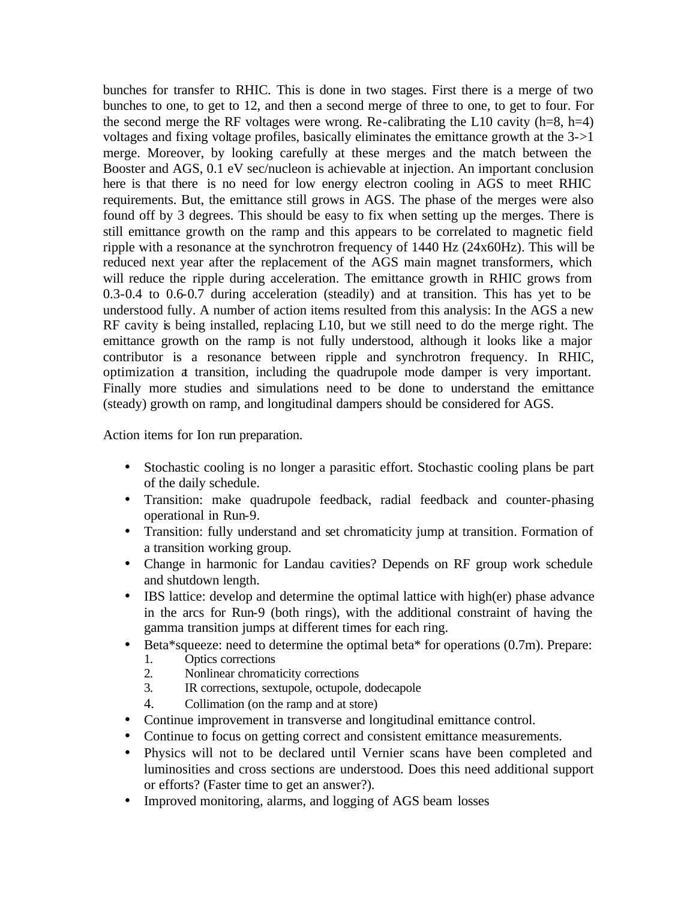bunches for transfer to RHIC. This is done in two stages. First there is a merge of two bunches to one, to get to 12, and then a second merge of three to one, to get to four. For the second merge the RF voltages were wrong. Re-calibrating the L10 cavity (h=8, h=4) voltages and fixing voltage profiles, basically eliminates the emittance growth at the 3->1 merge. Moreover, by looking carefully at these merges and the match between the Booster and AGS, 0.1 eV sec/nucleon is achievable at injection. An important conclusion here is that there is no need for low energy electron cooling in AGS to meet RHIC requirements. But, the emittance still grows in AGS. The phase of the merges were also found off by 3 degrees. This should be easy to fix when setting up the merges. There is still emittance growth on the ramp and this appears to be correlated to magnetic field ripple with a resonance at the synchrotron frequency of 1440 Hz (24x60Hz). This will be reduced next year after the replacement of the AGS main magnet transformers, which will reduce the ripple during acceleration. The emittance growth in RHIC grows from 0.3-0.4 to 0.6-0.7 during acceleration (steadily) and at transition. This has yet to be understood fully. A number of action items resulted from this analysis: In the AGS a new RF cavity is being installed, replacing L10, but we still need to do the merge right. The emittance growth on the ramp is not fully understood, although it looks like a major contributor is a resonance between ripple and synchrotron frequency. In RHIC, optimization at transition, including the quadrupole mode damper is very important. Finally more studies and simulations need to be done to understand the emittance (steady) growth on ramp, and longitudinal dampers should be considered for AGS.

Action items for Ion run preparation.

- Stochastic cooling is no longer a parasitic effort. Stochastic cooling plans be part of the daily schedule.
- Transition: make quadrupole feedback, radial feedback and counter-phasing operational in Run-9.
- Transition: fully understand and set chromaticity jump at transition. Formation of a transition working group.
- Change in harmonic for Landau cavities? Depends on RF group work schedule and shutdown length.
- IBS lattice: develop and determine the optimal lattice with high(er) phase advance in the arcs for Run-9 (both rings), with the additional constraint of having the gamma transition jumps at different times for each ring.
- Beta*squeeze: need to determine the optimal beta* for operations (0.7m). Prepare:
    1. Optics corrections
    2. Nonlinear chromaticity corrections
    3. IR corrections, sextupole, octupole, dodecapole
    4. Collimation (on the ramp and at store)
- Continue improvement in transverse and longitudinal emittance control.
- Continue to focus on getting correct and consistent emittance measurements.
- Physics will not to be declared until Vernier scans have been completed and luminosities and cross sections are understood. Does this need additional support or efforts? (Faster time to get an answer?).
- Improved monitoring, alarms, and logging of AGS beam losses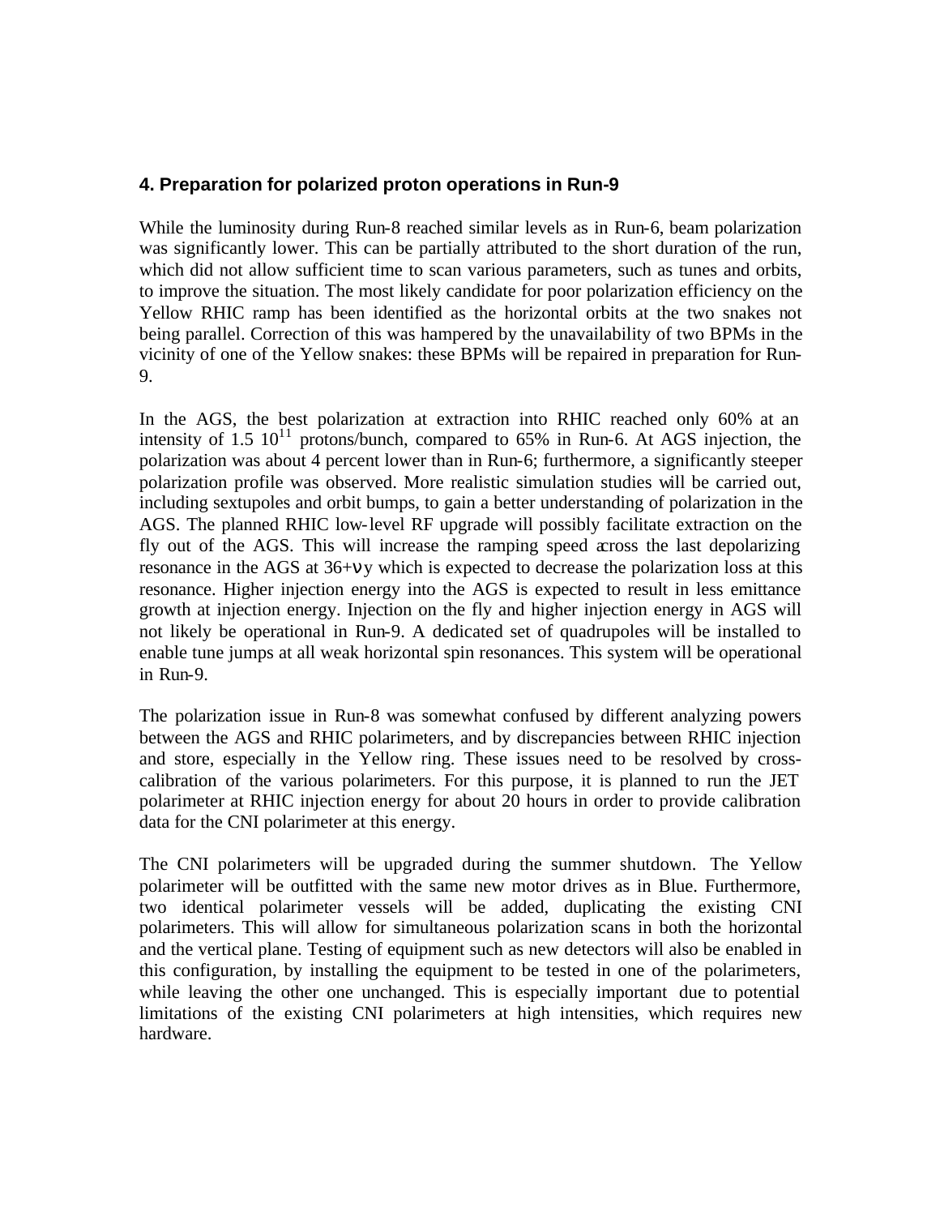## 4. Preparation for polarized proton operations in Run-9

While the luminosity during Run-8 reached similar levels as in Run-6, beam polarization was significantly lower. This can be partially attributed to the short duration of the run, which did not allow sufficient time to scan various parameters, such as tunes and orbits, to improve the situation. The most likely candidate for poor polarization efficiency on the Yellow RHIC ramp has been identified as the horizontal orbits at the two snakes not being parallel. Correction of this was hampered by the unavailability of two BPMs in the vicinity of one of the Yellow snakes: these BPMs will be repaired in preparation for Run-9.

In the AGS, the best polarization at extraction into RHIC reached only 60% at an intensity of 1.5 $10^{11}$ protons/bunch, compared to 65% in Run-6. At AGS injection, the polarization was about 4 percent lower than in Run-6; furthermore, a significantly steeper polarization profile was observed. More realistic simulation studies will be carried out, including sextupoles and orbit bumps, to gain a better understanding of polarization in the AGS. The planned RHIC low-level RF upgrade will possibly facilitate extraction on the fly out of the AGS. This will increase the ramping speed across the last depolarizing resonance in the AGS at $36+\nu_y$ which is expected to decrease the polarization loss at this resonance. Higher injection energy into the AGS is expected to result in less emittance growth at injection energy. Injection on the fly and higher injection energy in AGS will not likely be operational in Run-9. A dedicated set of quadrupoles will be installed to enable tune jumps at all weak horizontal spin resonances. This system will be operational in Run-9.

The polarization issue in Run-8 was somewhat confused by different analyzing powers between the AGS and RHIC polarimeters, and by discrepancies between RHIC injection and store, especially in the Yellow ring. These issues need to be resolved by cross-calibration of the various polarimeters. For this purpose, it is planned to run the JET polarimeter at RHIC injection energy for about 20 hours in order to provide calibration data for the CNI polarimeter at this energy.

The CNI polarimeters will be upgraded during the summer shutdown. The Yellow polarimeter will be outfitted with the same new motor drives as in Blue. Furthermore, two identical polarimeter vessels will be added, duplicating the existing CNI polarimeters. This will allow for simultaneous polarization scans in both the horizontal and the vertical plane. Testing of equipment such as new detectors will also be enabled in this configuration, by installing the equipment to be tested in one of the polarimeters, while leaving the other one unchanged. This is especially important due to potential limitations of the existing CNI polarimeters at high intensities, which requires new hardware.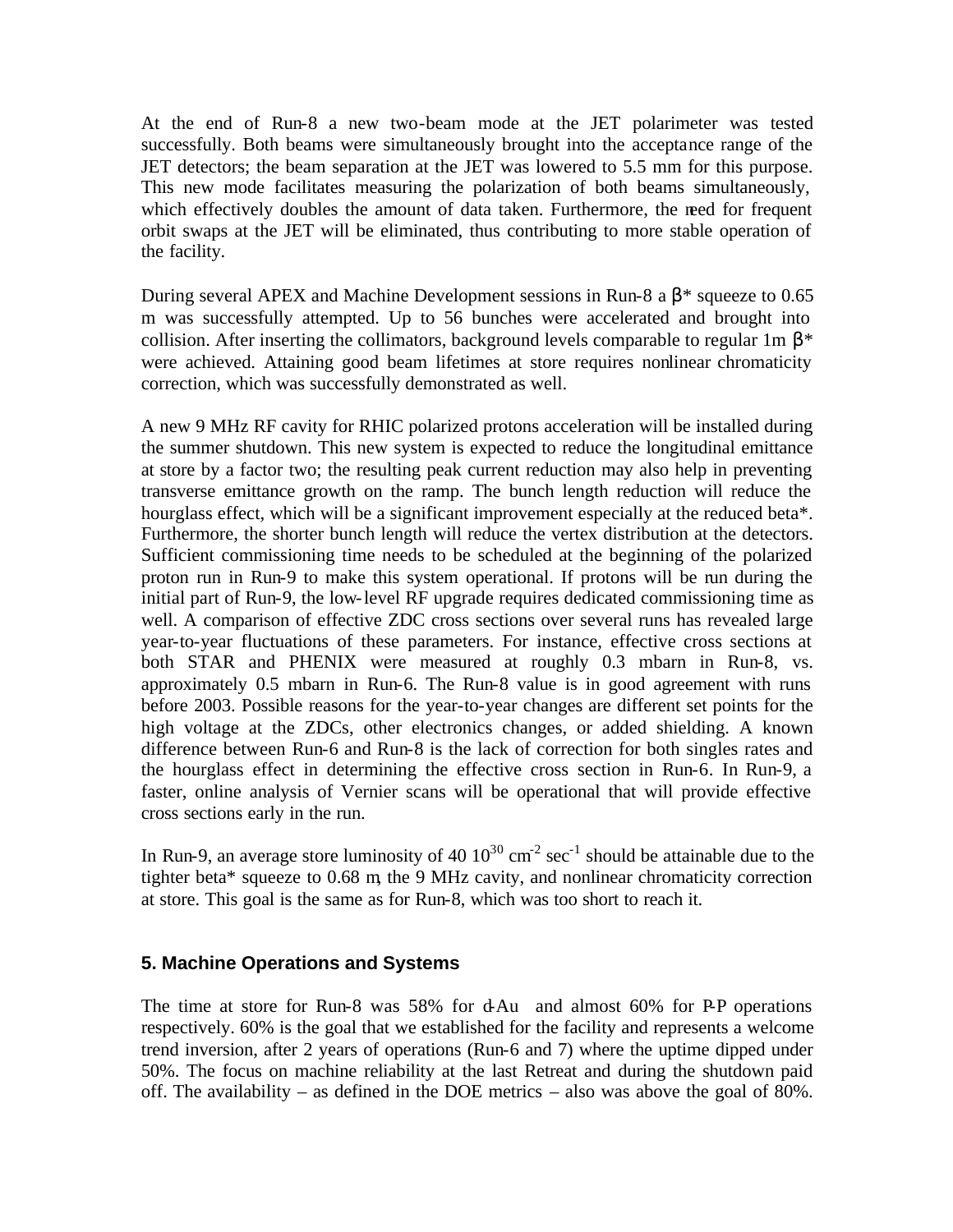At the end of Run-8 a new two-beam mode at the JET polarimeter was tested successfully. Both beams were simultaneously brought into the acceptance range of the JET detectors; the beam separation at the JET was lowered to 5.5 mm for this purpose. This new mode facilitates measuring the polarization of both beams simultaneously, which effectively doubles the amount of data taken. Furthermore, the need for frequent orbit swaps at the JET will be eliminated, thus contributing to more stable operation of the facility.

During several APEX and Machine Development sessions in Run-8 a $\beta^*$ squeeze to 0.65 m was successfully attempted. Up to 56 bunches were accelerated and brought into collision. After inserting the collimators, background levels comparable to regular 1m $\beta^*$ were achieved. Attaining good beam lifetimes at store requires nonlinear chromaticity correction, which was successfully demonstrated as well.

A new 9 MHz RF cavity for RHIC polarized protons acceleration will be installed during the summer shutdown. This new system is expected to reduce the longitudinal emittance at store by a factor two; the resulting peak current reduction may also help in preventing transverse emittance growth on the ramp. The bunch length reduction will reduce the hourglass effect, which will be a significant improvement especially at the reduced beta*. Furthermore, the shorter bunch length will reduce the vertex distribution at the detectors. Sufficient commissioning time needs to be scheduled at the beginning of the polarized proton run in Run-9 to make this system operational. If protons will be run during the initial part of Run-9, the low-level RF upgrade requires dedicated commissioning time as well. A comparison of effective ZDC cross sections over several runs has revealed large year-to-year fluctuations of these parameters. For instance, effective cross sections at both STAR and PHENIX were measured at roughly 0.3 mbarn in Run-8, vs. approximately 0.5 mbarn in Run-6. The Run-8 value is in good agreement with runs before 2003. Possible reasons for the year-to-year changes are different set points for the high voltage at the ZDCs, other electronics changes, or added shielding. A known difference between Run-6 and Run-8 is the lack of correction for both singles rates and the hourglass effect in determining the effective cross section in Run-6. In Run-9, a faster, online analysis of Vernier scans will be operational that will provide effective cross sections early in the run.

In Run-9, an average store luminosity of 40 $10^{30}$ $cm^{-2}$ $sec^{-1}$ should be attainable due to the tighter beta* squeeze to 0.68 m, the 9 MHz cavity, and nonlinear chromaticity correction at store. This goal is the same as for Run-8, which was too short to reach it.

### 5. Machine Operations and Systems

The time at store for Run-8 was 58% for d-Au and almost 60% for P-P operations respectively. 60% is the goal that we established for the facility and represents a welcome trend inversion, after 2 years of operations (Run-6 and 7) where the uptime dipped under 50%. The focus on machine reliability at the last Retreat and during the shutdown paid off. The availability – as defined in the DOE metrics – also was above the goal of 80%.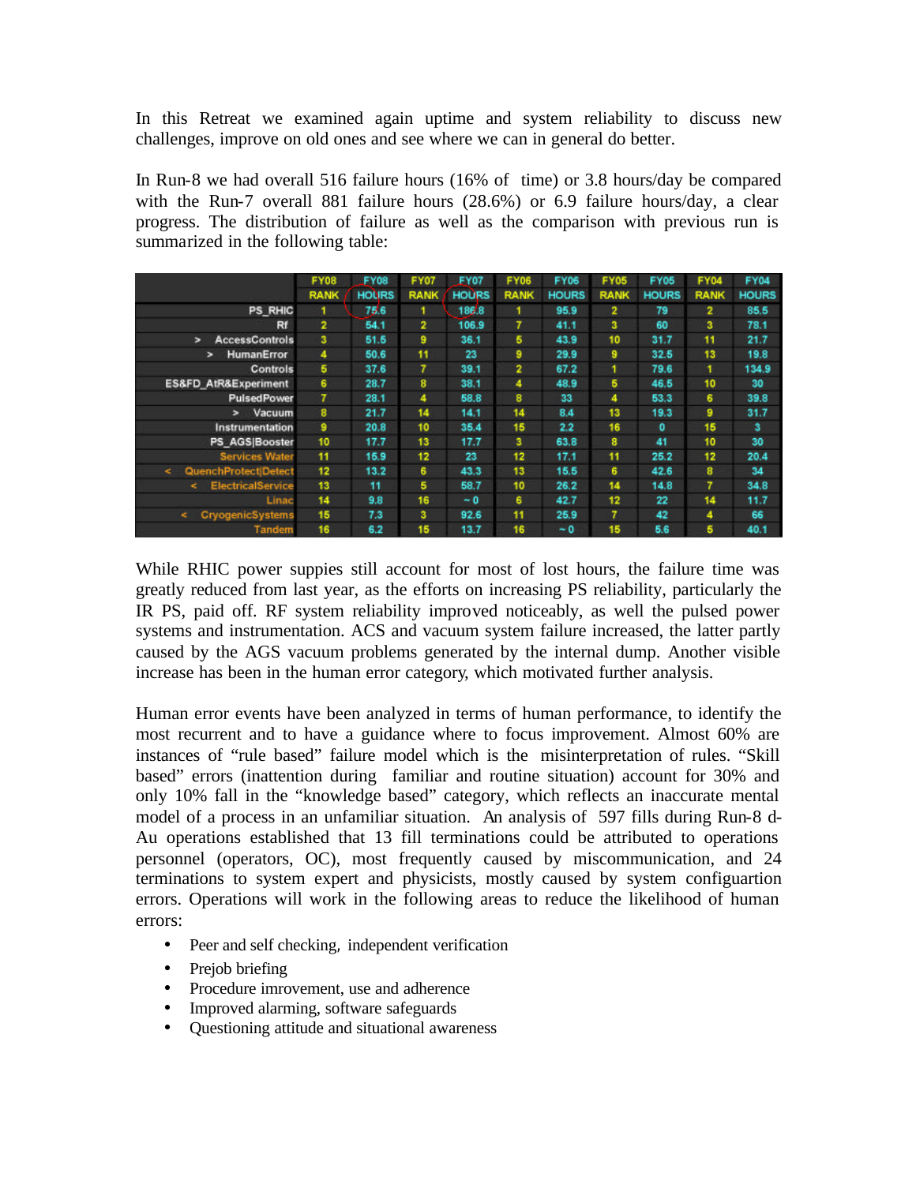In this Retreat we examined again uptime and system reliability to discuss new challenges, improve on old ones and see where we can in general do better.

In Run-8 we had overall 516 failure hours (16% of time) or 3.8 hours/day be compared with the Run-7 overall 881 failure hours (28.6%) or 6.9 failure hours/day, a clear progress. The distribution of failure as well as the comparison with previous run is summarized in the following table:

| | FY08 RANK | FY08 HOURS | FY07 RANK | FY07 HOURS | FY06 RANK | FY06 HOURS | FY05 RANK | FY05 HOURS | FY04 RANK | FY04 HOURS |
|---|---|---|---|---|---|---|---|---|---|---|
| PS_RHIC | 1 | 75.6 | 1 | 186.8 | 1 | 95.9 | 2 | 79 | 2 | 85.5 |
| Rf | 2 | 54.1 | 2 | 106.9 | 7 | 41.1 | 3 | 60 | 3 | 78.1 |
| > AccessControls | 3 | 51.5 | 9 | 36.1 | 5 | 43.9 | 10 | 31.7 | 11 | 21.7 |
| > HumanError | 4 | 50.6 | 11 | 23 | 9 | 29.9 | 9 | 32.5 | 13 | 19.8 |
| Controls | 5 | 37.6 | 7 | 39.1 | 2 | 67.2 | 1 | 79.6 | 1 | 134.9 |
| ES&FD_AtR&Experiment | 6 | 28.7 | 8 | 38.1 | 4 | 48.9 | 5 | 46.5 | 10 | 30 |
| PulsedPower | 7 | 28.1 | 4 | 58.8 | 8 | 33 | 4 | 53.3 | 6 | 39.8 |
| > Vacuum | 8 | 21.7 | 14 | 14.1 | 14 | 8.4 | 13 | 19.3 | 9 | 31.7 |
| Instrumentation | 9 | 20.8 | 10 | 35.4 | 15 | 2.2 | 16 | 0 | 15 | 3 |
| PS_AGS\|Booster | 10 | 17.7 | 13 | 17.7 | 3 | 63.8 | 8 | 41 | 10 | 30 |
| Services Water | 11 | 15.9 | 12 | 23 | 12 | 17.1 | 11 | 25.2 | 12 | 20.4 |
| < QuenchProtect\|Detect | 12 | 13.2 | 6 | 43.3 | 13 | 15.5 | 6 | 42.6 | 8 | 34 |
| < ElectricalService | 13 | 11 | 5 | 58.7 | 10 | 26.2 | 14 | 14.8 | 7 | 34.8 |
| Linac | 14 | 9.8 | 16 | ~0 | 6 | 42.7 | 12 | 22 | 14 | 11.7 |
| < CryogenicSystems | 15 | 7.3 | 3 | 92.6 | 11 | 25.9 | 7 | 42 | 4 | 66 |
| Tandem | 16 | 6.2 | 15 | 13.7 | 16 | ~0 | 15 | 5.6 | 5 | 40.1 |

While RHIC power suppies still account for most of lost hours, the failure time was greatly reduced from last year, as the efforts on increasing PS reliability, particularly the IR PS, paid off. RF system reliability improved noticeably, as well the pulsed power systems and instrumentation. ACS and vacuum system failure increased, the latter partly caused by the AGS vacuum problems generated by the internal dump. Another visible increase has been in the human error category, which motivated further analysis.

Human error events have been analyzed in terms of human performance, to identify the most recurrent and to have a guidance where to focus improvement. Almost 60% are instances of "rule based" failure model which is the misinterpretation of rules. "Skill based" errors (inattention during familiar and routine situation) account for 30% and only 10% fall in the "knowledge based" category, which reflects an inaccurate mental model of a process in an unfamiliar situation. An analysis of 597 fills during Run-8 d-Au operations established that 13 fill terminations could be attributed to operations personnel (operators, OC), most frequently caused by miscommunication, and 24 terminations to system expert and physicists, mostly caused by system configuartion errors. Operations will work in the following areas to reduce the likelihood of human errors:

- Peer and self checking, independent verification
- Prejob briefing
- Procedure imrovement, use and adherence
- Improved alarming, software safeguards
- Questioning attitude and situational awareness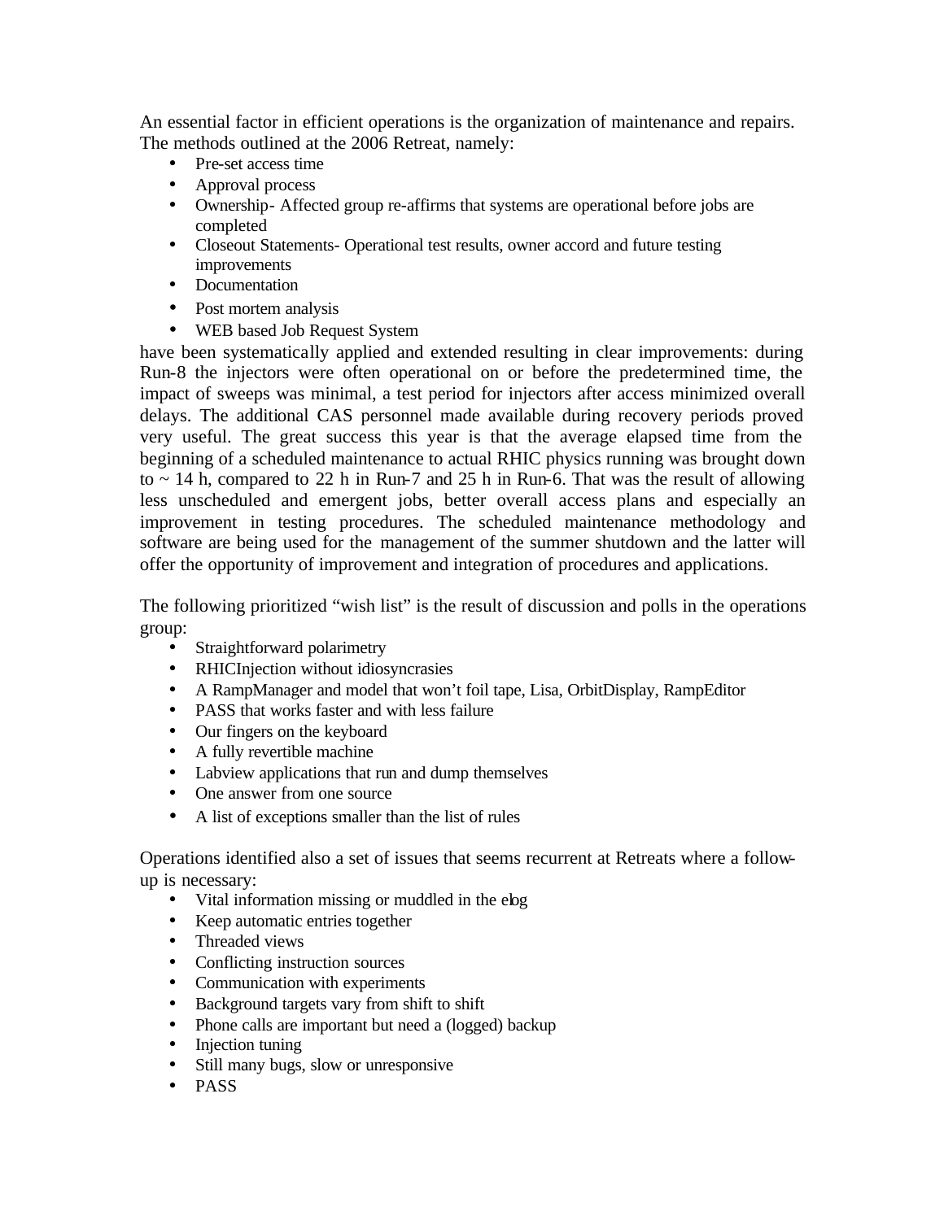An essential factor in efficient operations is the organization of maintenance and repairs. The methods outlined at the 2006 Retreat, namely:

- Pre-set access time
- Approval process
- Ownership- Affected group re-affirms that systems are operational before jobs are completed
- Closeout Statements- Operational test results, owner accord and future testing improvements
- Documentation
- Post mortem analysis
- WEB based Job Request System

have been systematically applied and extended resulting in clear improvements: during Run-8 the injectors were often operational on or before the predetermined time, the impact of sweeps was minimal, a test period for injectors after access minimized overall delays. The additional CAS personnel made available during recovery periods proved very useful. The great success this year is that the average elapsed time from the beginning of a scheduled maintenance to actual RHIC physics running was brought down to ~ 14 h, compared to 22 h in Run-7 and 25 h in Run-6. That was the result of allowing less unscheduled and emergent jobs, better overall access plans and especially an improvement in testing procedures. The scheduled maintenance methodology and software are being used for the management of the summer shutdown and the latter will offer the opportunity of improvement and integration of procedures and applications.

The following prioritized "wish list" is the result of discussion and polls in the operations group:

- Straightforward polarimetry
- RHICInjection without idiosyncrasies
- A RampManager and model that won't foil tape, Lisa, OrbitDisplay, RampEditor
- PASS that works faster and with less failure
- Our fingers on the keyboard
- A fully revertible machine
- Labview applications that run and dump themselves
- One answer from one source
- A list of exceptions smaller than the list of rules

Operations identified also a set of issues that seems recurrent at Retreats where a follow-up is necessary:

- Vital information missing or muddled in the elog
- Keep automatic entries together
- Threaded views
- Conflicting instruction sources
- Communication with experiments
- Background targets vary from shift to shift
- Phone calls are important but need a (logged) backup
- Injection tuning
- Still many bugs, slow or unresponsive
- PASS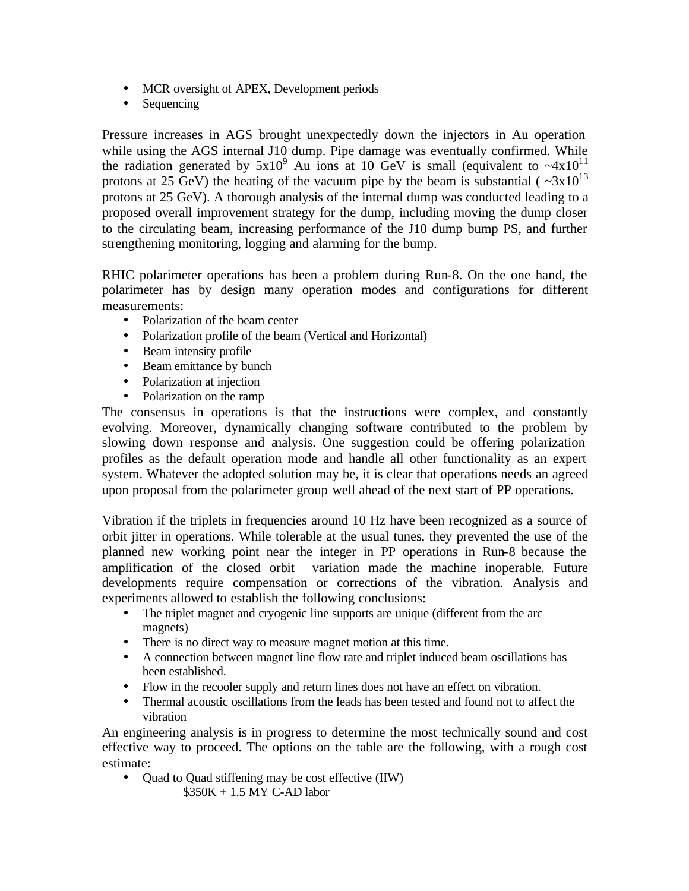- MCR oversight of APEX, Development periods
- Sequencing

Pressure increases in AGS brought unexpectedly down the injectors in Au operation while using the AGS internal J10 dump. Pipe damage was eventually confirmed. While the radiation generated by $5x10^9$ Au ions at 10 GeV is small (equivalent to $\sim 4x10^{11}$ protons at 25 GeV) the heating of the vacuum pipe by the beam is substantial ( $\sim 3x10^{13}$ protons at 25 GeV). A thorough analysis of the internal dump was conducted leading to a proposed overall improvement strategy for the dump, including moving the dump closer to the circulating beam, increasing performance of the J10 dump bump PS, and further strengthening monitoring, logging and alarming for the bump.

RHIC polarimeter operations has been a problem during Run-8. On the one hand, the polarimeter has by design many operation modes and configurations for different measurements:

- Polarization of the beam center
- Polarization profile of the beam (Vertical and Horizontal)
- Beam intensity profile
- Beam emittance by bunch
- Polarization at injection
- Polarization on the ramp

The consensus in operations is that the instructions were complex, and constantly evolving. Moreover, dynamically changing software contributed to the problem by slowing down response and analysis. One suggestion could be offering polarization profiles as the default operation mode and handle all other functionality as an expert system. Whatever the adopted solution may be, it is clear that operations needs an agreed upon proposal from the polarimeter group well ahead of the next start of PP operations.

Vibration if the triplets in frequencies around 10 Hz have been recognized as a source of orbit jitter in operations. While tolerable at the usual tunes, they prevented the use of the planned new working point near the integer in PP operations in Run-8 because the amplification of the closed orbit variation made the machine inoperable. Future developments require compensation or corrections of the vibration. Analysis and experiments allowed to establish the following conclusions:

- The triplet magnet and cryogenic line supports are unique (different from the arc magnets)
- There is no direct way to measure magnet motion at this time.
- A connection between magnet line flow rate and triplet induced beam oscillations has been established.
- Flow in the recooler supply and return lines does not have an effect on vibration.
- Thermal acoustic oscillations from the leads has been tested and found not to affect the vibration

An engineering analysis is in progress to determine the most technically sound and cost effective way to proceed. The options on the table are the following, with a rough cost estimate:

- Quad to Quad stiffening may be cost effective (IIW)
  $350K + 1.5 MY C-AD labor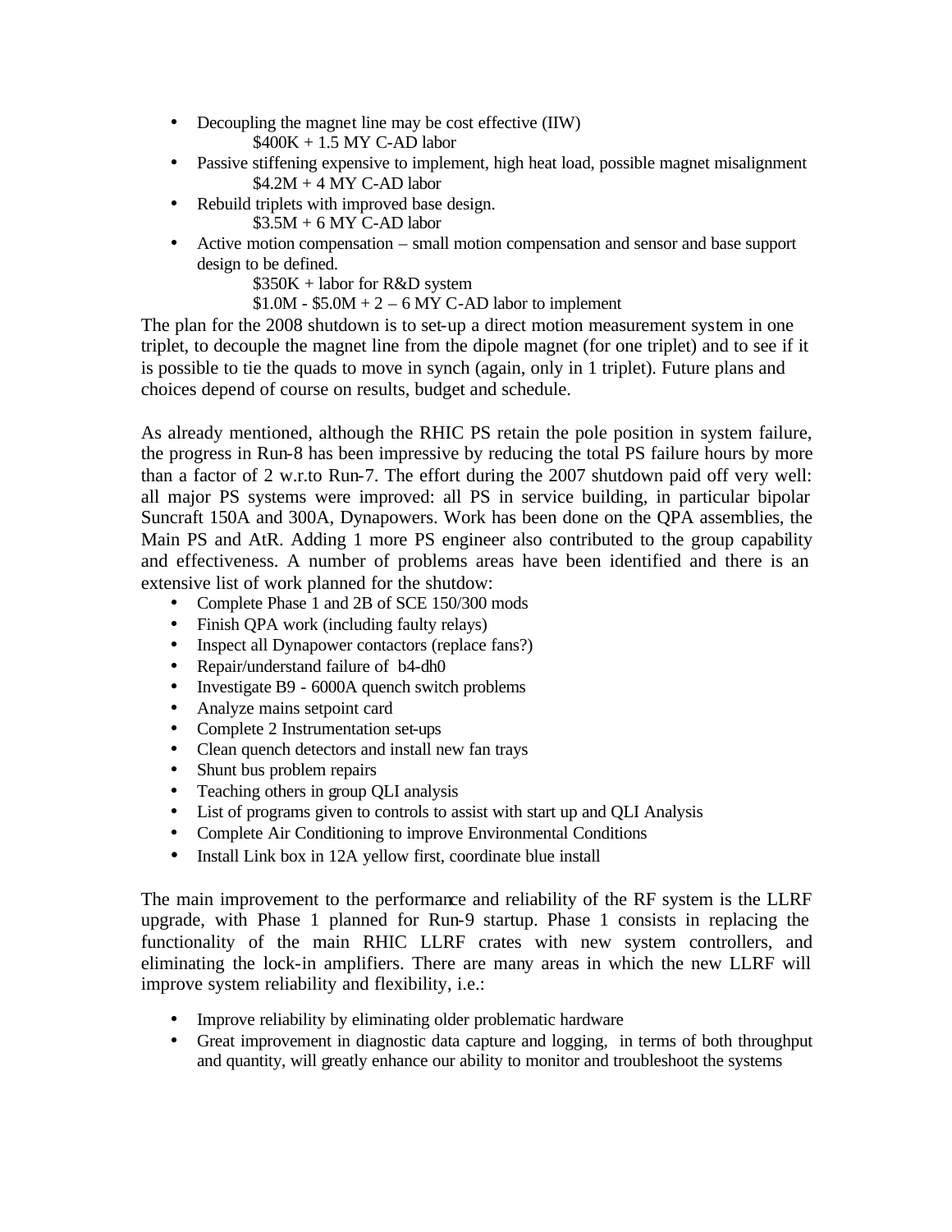- Decoupling the magnet line may be cost effective (IIW)
  $400K + 1.5 MY C-AD labor
- Passive stiffening expensive to implement, high heat load, possible magnet misalignment
  $4.2M + 4 MY C-AD labor
- Rebuild triplets with improved base design.
  $3.5M + 6 MY C-AD labor
- Active motion compensation – small motion compensation and sensor and base support design to be defined.
  $350K + labor for R&D system
  $1.0M - $5.0M + 2 – 6 MY C-AD labor to implement

The plan for the 2008 shutdown is to set-up a direct motion measurement system in one triplet, to decouple the magnet line from the dipole magnet (for one triplet) and to see if it is possible to tie the quads to move in synch (again, only in 1 triplet). Future plans and choices depend of course on results, budget and schedule.

As already mentioned, although the RHIC PS retain the pole position in system failure, the progress in Run-8 has been impressive by reducing the total PS failure hours by more than a factor of 2 w.r.to Run-7. The effort during the 2007 shutdown paid off very well: all major PS systems were improved: all PS in service building, in particular bipolar Suncraft 150A and 300A, Dynapowers. Work has been done on the QPA assemblies, the Main PS and AtR. Adding 1 more PS engineer also contributed to the group capability and effectiveness. A number of problems areas have been identified and there is an extensive list of work planned for the shutdow:

- Complete Phase 1 and 2B of SCE 150/300 mods
- Finish QPA work (including faulty relays)
- Inspect all Dynapower contactors (replace fans?)
- Repair/understand failure of b4-dh0
- Investigate B9 - 6000A quench switch problems
- Analyze mains setpoint card
- Complete 2 Instrumentation set-ups
- Clean quench detectors and install new fan trays
- Shunt bus problem repairs
- Teaching others in group QLI analysis
- List of programs given to controls to assist with start up and QLI Analysis
- Complete Air Conditioning to improve Environmental Conditions
- Install Link box in 12A yellow first, coordinate blue install

The main improvement to the performance and reliability of the RF system is the LLRF upgrade, with Phase 1 planned for Run-9 startup. Phase 1 consists in replacing the functionality of the main RHIC LLRF crates with new system controllers, and eliminating the lock-in amplifiers. There are many areas in which the new LLRF will improve system reliability and flexibility, i.e.:

- Improve reliability by eliminating older problematic hardware
- Great improvement in diagnostic data capture and logging, in terms of both throughput and quantity, will greatly enhance our ability to monitor and troubleshoot the systems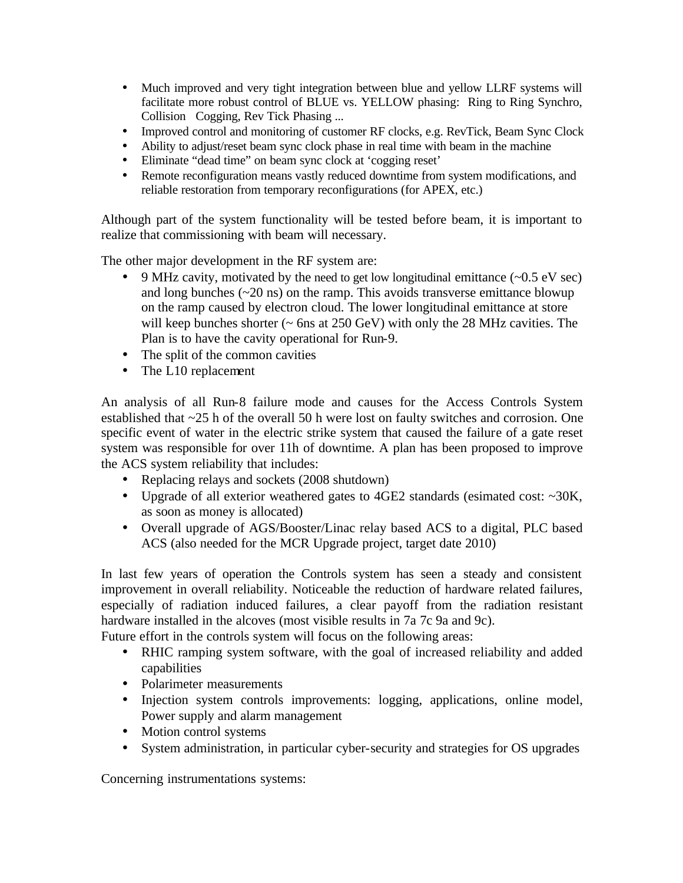- Much improved and very tight integration between blue and yellow LLRF systems will facilitate more robust control of BLUE vs. YELLOW phasing: Ring to Ring Synchro, Collision Cogging, Rev Tick Phasing ...
- Improved control and monitoring of customer RF clocks, e.g. RevTick, Beam Sync Clock
- Ability to adjust/reset beam sync clock phase in real time with beam in the machine
- Eliminate "dead time" on beam sync clock at 'cogging reset'
- Remote reconfiguration means vastly reduced downtime from system modifications, and reliable restoration from temporary reconfigurations (for APEX, etc.)

Although part of the system functionality will be tested before beam, it is important to realize that commissioning with beam will necessary.

The other major development in the RF system are:

- 9 MHz cavity, motivated by the need to get low longitudinal emittance (~0.5 eV sec) and long bunches (~20 ns) on the ramp. This avoids transverse emittance blowup on the ramp caused by electron cloud. The lower longitudinal emittance at store will keep bunches shorter (~ 6ns at 250 GeV) with only the 28 MHz cavities. The Plan is to have the cavity operational for Run-9.
- The split of the common cavities
- The L10 replacement

An analysis of all Run-8 failure mode and causes for the Access Controls System established that ~25 h of the overall 50 h were lost on faulty switches and corrosion. One specific event of water in the electric strike system that caused the failure of a gate reset system was responsible for over 11h of downtime. A plan has been proposed to improve the ACS system reliability that includes:

- Replacing relays and sockets (2008 shutdown)
- Upgrade of all exterior weathered gates to 4GE2 standards (esimated cost: ~30K, as soon as money is allocated)
- Overall upgrade of AGS/Booster/Linac relay based ACS to a digital, PLC based ACS (also needed for the MCR Upgrade project, target date 2010)

In last few years of operation the Controls system has seen a steady and consistent improvement in overall reliability. Noticeable the reduction of hardware related failures, especially of radiation induced failures, a clear payoff from the radiation resistant hardware installed in the alcoves (most visible results in 7a 7c 9a and 9c).
Future effort in the controls system will focus on the following areas:

- RHIC ramping system software, with the goal of increased reliability and added capabilities
- Polarimeter measurements
- Injection system controls improvements: logging, applications, online model, Power supply and alarm management
- Motion control systems
- System administration, in particular cyber-security and strategies for OS upgrades

Concerning instrumentations systems: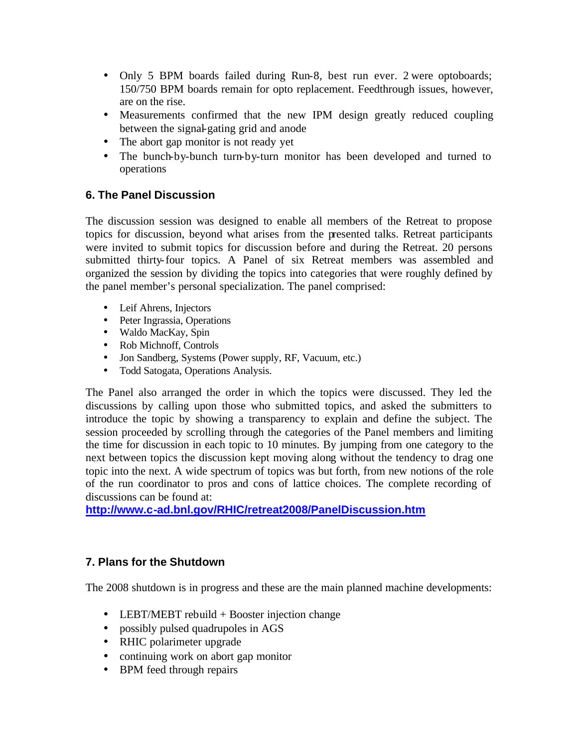- Only 5 BPM boards failed during Run-8, best run ever. 2 were optoboards; 150/750 BPM boards remain for opto replacement. Feedthrough issues, however, are on the rise.
- Measurements confirmed that the new IPM design greatly reduced coupling between the signal-gating grid and anode
- The abort gap monitor is not ready yet
- The bunch-by-bunch turn-by-turn monitor has been developed and turned to operations

## 6. The Panel Discussion

The discussion session was designed to enable all members of the Retreat to propose topics for discussion, beyond what arises from the presented talks. Retreat participants were invited to submit topics for discussion before and during the Retreat. 20 persons submitted thirty-four topics. A Panel of six Retreat members was assembled and organized the session by dividing the topics into categories that were roughly defined by the panel member's personal specialization. The panel comprised:

- Leif Ahrens, Injectors
- Peter Ingrassia, Operations
- Waldo MacKay, Spin
- Rob Michnoff, Controls
- Jon Sandberg, Systems (Power supply, RF, Vacuum, etc.)
- Todd Satogata, Operations Analysis.

The Panel also arranged the order in which the topics were discussed. They led the discussions by calling upon those who submitted topics, and asked the submitters to introduce the topic by showing a transparency to explain and define the subject. The session proceeded by scrolling through the categories of the Panel members and limiting the time for discussion in each topic to 10 minutes. By jumping from one category to the next between topics the discussion kept moving along without the tendency to drag one topic into the next. A wide spectrum of topics was but forth, from new notions of the role of the run coordinator to pros and cons of lattice choices. The complete recording of discussions can be found at:
**http://www.c-ad.bnl.gov/RHIC/retreat2008/PanelDiscussion.htm**

## 7. Plans for the Shutdown

The 2008 shutdown is in progress and these are the main planned machine developments:

- LEBT/MEBT rebuild + Booster injection change
- possibly pulsed quadrupoles in AGS
- RHIC polarimeter upgrade
- continuing work on abort gap monitor
- BPM feed through repairs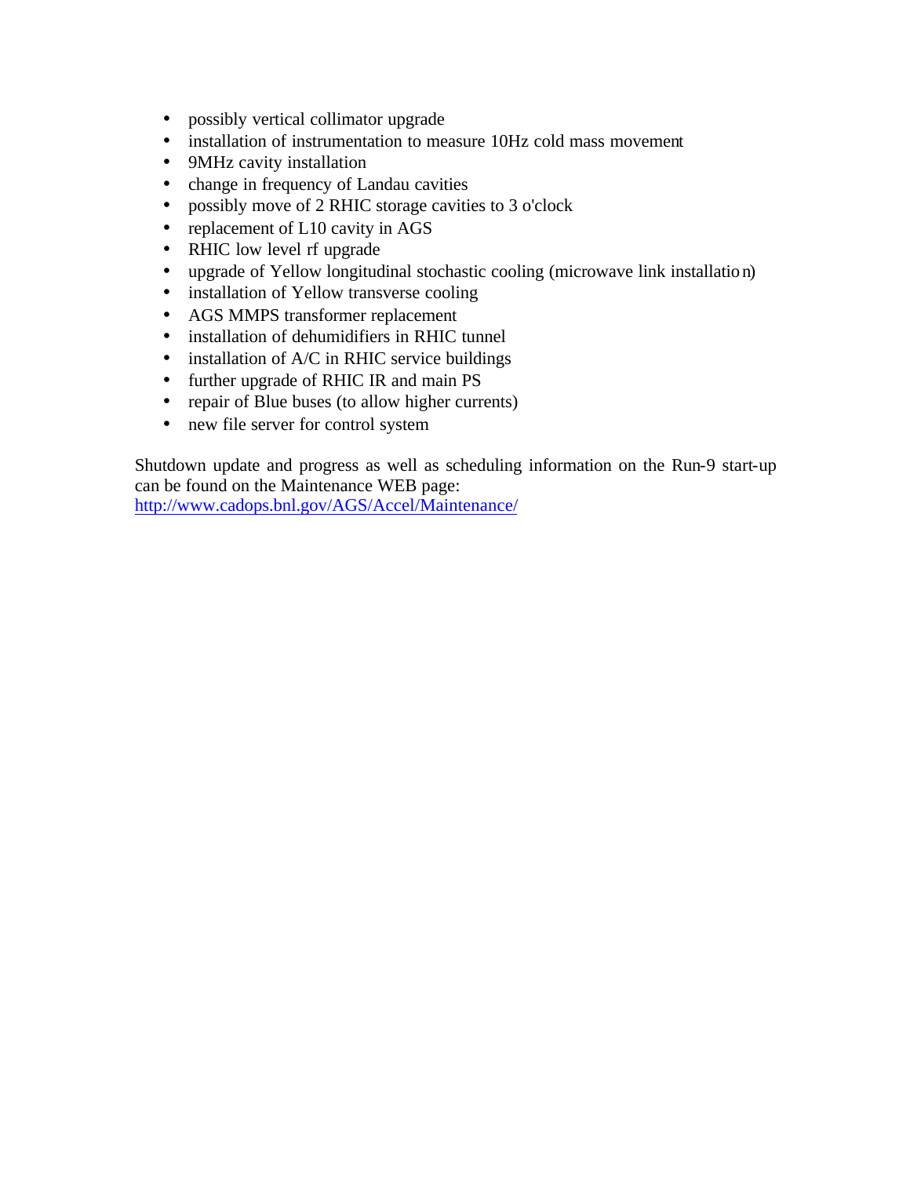- possibly vertical collimator upgrade
- installation of instrumentation to measure 10Hz cold mass movement
- 9MHz cavity installation
- change in frequency of Landau cavities
- possibly move of 2 RHIC storage cavities to 3 o'clock
- replacement of L10 cavity in AGS
- RHIC low level rf upgrade
- upgrade of Yellow longitudinal stochastic cooling (microwave link installation)
- installation of Yellow transverse cooling
- AGS MMPS transformer replacement
- installation of dehumidifiers in RHIC tunnel
- installation of A/C in RHIC service buildings
- further upgrade of RHIC IR and main PS
- repair of Blue buses (to allow higher currents)
- new file server for control system

Shutdown update and progress as well as scheduling information on the Run-9 start-up can be found on the Maintenance WEB page:
http://www.cadops.bnl.gov/AGS/Accel/Maintenance/